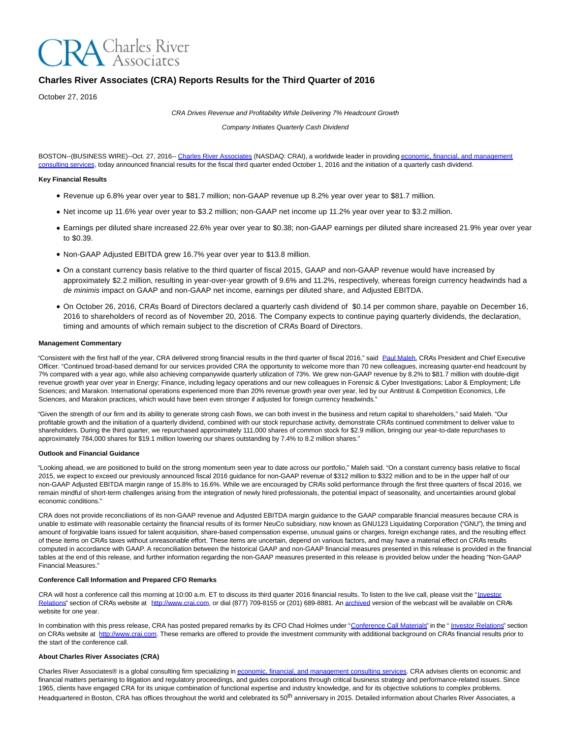# Charles River Associates (CRA) Reports Results for the Third Quarter of 2016

October 27, 2016

*CRA Drives Revenue and Profitability While Delivering 7% Headcount Growth*

*Company Initiates Quarterly Cash Dividend*

BOSTON--(BUSINESS WIRE)--Oct. 27, 2016-- Charles River Associates (NASDAQ: CRAI), a worldwide leader in providing economic, financial, and management consulting services, today announced financial results for the fiscal third quarter ended October 1, 2016 and the initiation of a quarterly cash dividend.

**Key Financial Results**

- Revenue up 6.8% year over year to $81.7 million; non-GAAP revenue up 8.2% year over year to $81.7 million.
- Net income up 11.6% year over year to $3.2 million; non-GAAP net income up 11.2% year over year to $3.2 million.
- Earnings per diluted share increased 22.6% year over year to $0.38; non-GAAP earnings per diluted share increased 21.9% year over year to $0.39.
- Non-GAAP Adjusted EBITDA grew 16.7% year over year to $13.8 million.
- On a constant currency basis relative to the third quarter of fiscal 2015, GAAP and non-GAAP revenue would have increased by approximately $2.2 million, resulting in year-over-year growth of 9.6% and 11.2%, respectively, whereas foreign currency headwinds had a *de minimis* impact on GAAP and non-GAAP net income, earnings per diluted share, and Adjusted EBITDA.
- On October 26, 2016, CRA's Board of Directors declared a quarterly cash dividend of $0.14 per common share, payable on December 16, 2016 to shareholders of record as of November 20, 2016. The Company expects to continue paying quarterly dividends, the declaration, timing and amounts of which remain subject to the discretion of CRA's Board of Directors.

**Management Commentary**

"Consistent with the first half of the year, CRA delivered strong financial results in the third quarter of fiscal 2016," said Paul Maleh, CRA's President and Chief Executive Officer. "Continued broad-based demand for our services provided CRA the opportunity to welcome more than 70 new colleagues, increasing quarter-end headcount by 7% compared with a year ago, while also achieving companywide quarterly utilization of 73%. We grew non-GAAP revenue by 8.2% to $81.7 million with double-digit revenue growth year over year in Energy; Finance, including legacy operations and our new colleagues in Forensic & Cyber Investigations; Labor & Employment; Life Sciences; and Marakon. International operations experienced more than 20% revenue growth year over year, led by our Antitrust & Competition Economics, Life Sciences, and Marakon practices, which would have been even stronger if adjusted for foreign currency headwinds."

"Given the strength of our firm and its ability to generate strong cash flows, we can both invest in the business and return capital to shareholders," said Maleh. "Our profitable growth and the initiation of a quarterly dividend, combined with our stock repurchase activity, demonstrate CRA's continued commitment to deliver value to shareholders. During the third quarter, we repurchased approximately 111,000 shares of common stock for $2.9 million, bringing our year-to-date repurchases to approximately 784,000 shares for $19.1 million lowering our shares outstanding by 7.4% to 8.2 million shares."

**Outlook and Financial Guidance**

"Looking ahead, we are positioned to build on the strong momentum seen year to date across our portfolio," Maleh said. "On a constant currency basis relative to fiscal 2015, we expect to exceed our previously announced fiscal 2016 guidance for non-GAAP revenue of $312 million to $322 million and to be in the upper half of our non-GAAP Adjusted EBITDA margin range of 15.8% to 16.6%. While we are encouraged by CRA's solid performance through the first three quarters of fiscal 2016, we remain mindful of short-term challenges arising from the integration of newly hired professionals, the potential impact of seasonality, and uncertainties around global economic conditions."

CRA does not provide reconciliations of its non-GAAP revenue and Adjusted EBITDA margin guidance to the GAAP comparable financial measures because CRA is unable to estimate with reasonable certainty the financial results of its former NeuCo subsidiary, now known as GNU123 Liquidating Corporation ("GNU"), the timing and amount of forgivable loans issued for talent acquisition, share-based compensation expense, unusual gains or charges, foreign exchange rates, and the resulting effect of these items on CRA's taxes without unreasonable effort. These items are uncertain, depend on various factors, and may have a material effect on CRA's results computed in accordance with GAAP. A reconciliation between the historical GAAP and non-GAAP financial measures presented in this release is provided in the financial tables at the end of this release, and further information regarding the non-GAAP measures presented in this release is provided below under the heading "Non-GAAP Financial Measures."

**Conference Call Information and Prepared CFO Remarks**

CRA will host a conference call this morning at 10:00 a.m. ET to discuss its third quarter 2016 financial results. To listen to the live call, please visit the "Investor Relations" section of CRA's website at http://www.crai.com, or dial (877) 709-8155 or (201) 689-8881. An archived version of the webcast will be available on CRA's website for one year.

In combination with this press release, CRA has posted prepared remarks by its CFO Chad Holmes under "Conference Call Materials" in the "Investor Relations" section on CRA's website at http://www.crai.com. These remarks are offered to provide the investment community with additional background on CRA's financial results prior to the start of the conference call.

**About Charles River Associates (CRA)**

Charles River Associates® is a global consulting firm specializing in economic, financial, and management consulting services. CRA advises clients on economic and financial matters pertaining to litigation and regulatory proceedings, and guides corporations through critical business strategy and performance-related issues. Since 1965, clients have engaged CRA for its unique combination of functional expertise and industry knowledge, and for its objective solutions to complex problems. Headquartered in Boston, CRA has offices throughout the world and celebrated its 50th anniversary in 2015. Detailed information about Charles River Associates, a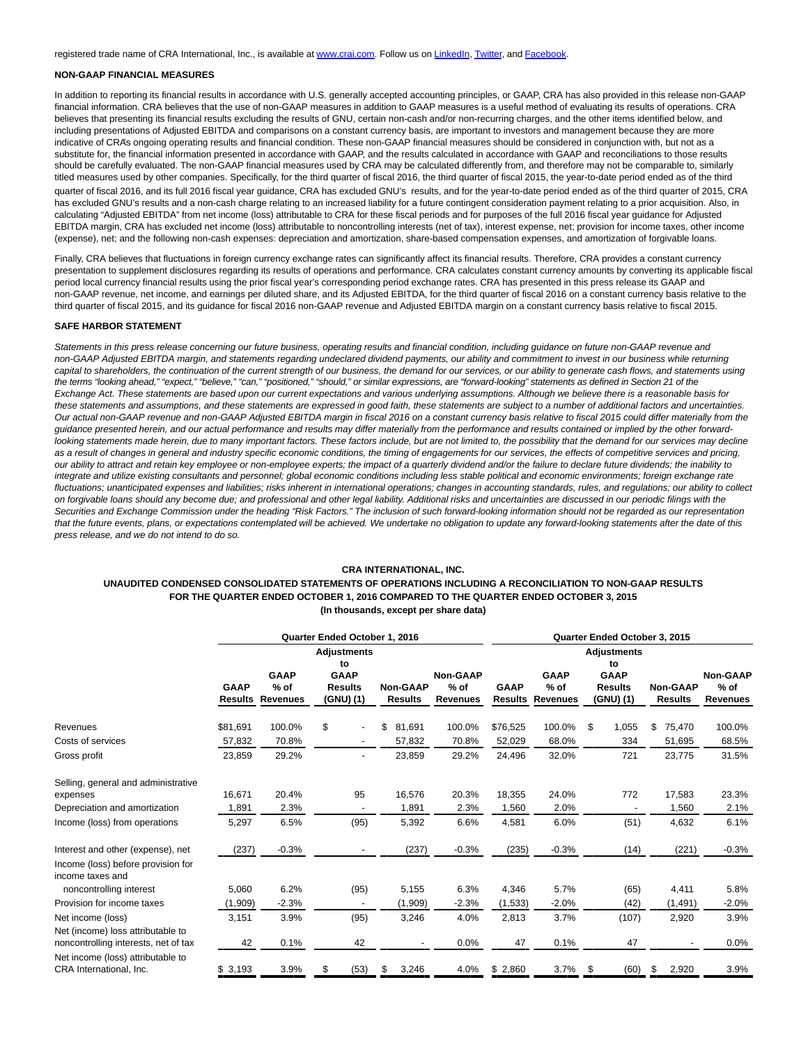registered trade name of CRA International, Inc., is available at www.crai.com. Follow us on LinkedIn, Twitter, and Facebook.

**NON-GAAP FINANCIAL MEASURES**

In addition to reporting its financial results in accordance with U.S. generally accepted accounting principles, or GAAP, CRA has also provided in this release non-GAAP financial information. CRA believes that the use of non-GAAP measures in addition to GAAP measures is a useful method of evaluating its results of operations. CRA believes that presenting its financial results excluding the results of GNU, certain non-cash and/or non-recurring charges, and the other items identified below, and including presentations of Adjusted EBITDA and comparisons on a constant currency basis, are important to investors and management because they are more indicative of CRA's ongoing operating results and financial condition. These non-GAAP financial measures should be considered in conjunction with, but not as a substitute for, the financial information presented in accordance with GAAP, and the results calculated in accordance with GAAP and reconciliations to those results should be carefully evaluated. The non-GAAP financial measures used by CRA may be calculated differently from, and therefore may not be comparable to, similarly titled measures used by other companies. Specifically, for the third quarter of fiscal 2016, the third quarter of fiscal 2015, the year-to-date period ended as of the third quarter of fiscal 2016, and its full 2016 fiscal year guidance, CRA has excluded GNU's results, and for the year-to-date period ended as of the third quarter of 2015, CRA has excluded GNU's results and a non-cash charge relating to an increased liability for a future contingent consideration payment relating to a prior acquisition. Also, in calculating "Adjusted EBITDA" from net income (loss) attributable to CRA for these fiscal periods and for purposes of the full 2016 fiscal year guidance for Adjusted EBITDA margin, CRA has excluded net income (loss) attributable to noncontrolling interests (net of tax), interest expense, net; provision for income taxes, other income (expense), net; and the following non-cash expenses: depreciation and amortization, share-based compensation expenses, and amortization of forgivable loans.

Finally, CRA believes that fluctuations in foreign currency exchange rates can significantly affect its financial results. Therefore, CRA provides a constant currency presentation to supplement disclosures regarding its results of operations and performance. CRA calculates constant currency amounts by converting its applicable fiscal period local currency financial results using the prior fiscal year's corresponding period exchange rates. CRA has presented in this press release its GAAP and non-GAAP revenue, net income, and earnings per diluted share, and its Adjusted EBITDA, for the third quarter of fiscal 2016 on a constant currency basis relative to the third quarter of fiscal 2015, and its guidance for fiscal 2016 non-GAAP revenue and Adjusted EBITDA margin on a constant currency basis relative to fiscal 2015.

**SAFE HARBOR STATEMENT**

*Statements in this press release concerning our future business, operating results and financial condition, including guidance on future non-GAAP revenue and non-GAAP Adjusted EBITDA margin, and statements regarding undeclared dividend payments, our ability and commitment to invest in our business while returning capital to shareholders, the continuation of the current strength of our business, the demand for our services, or our ability to generate cash flows, and statements using the terms "looking ahead," "expect," "believe," "can," "positioned," "should," or similar expressions, are "forward-looking" statements as defined in Section 21 of the Exchange Act. These statements are based upon our current expectations and various underlying assumptions. Although we believe there is a reasonable basis for these statements and assumptions, and these statements are expressed in good faith, these statements are subject to a number of additional factors and uncertainties. Our actual non-GAAP revenue and non-GAAP Adjusted EBITDA margin in fiscal 2016 on a constant currency basis relative to fiscal 2015 could differ materially from the guidance presented herein, and our actual performance and results may differ materially from the performance and results contained or implied by the other forward-looking statements made herein, due to many important factors. These factors include, but are not limited to, the possibility that the demand for our services may decline as a result of changes in general and industry specific economic conditions, the timing of engagements for our services, the effects of competitive services and pricing, our ability to attract and retain key employee or non-employee experts; the impact of a quarterly dividend and/or the failure to declare future dividends; the inability to integrate and utilize existing consultants and personnel; global economic conditions including less stable political and economic environments; foreign exchange rate fluctuations; unanticipated expenses and liabilities; risks inherent in international operations; changes in accounting standards, rules, and regulations; our ability to collect on forgivable loans should any become due; and professional and other legal liability. Additional risks and uncertainties are discussed in our periodic filings with the Securities and Exchange Commission under the heading "Risk Factors." The inclusion of such forward-looking information should not be regarded as our representation that the future events, plans, or expectations contemplated will be achieved. We undertake no obligation to update any forward-looking statements after the date of this press release, and we do not intend to do so.*

**CRA INTERNATIONAL, INC.**

**UNAUDITED CONDENSED CONSOLIDATED STATEMENTS OF OPERATIONS INCLUDING A RECONCILIATION TO NON-GAAP RESULTS FOR THE QUARTER ENDED OCTOBER 1, 2016 COMPARED TO THE QUARTER ENDED OCTOBER 3, 2015**

**(In thousands, except per share data)**

| | Quarter Ended October 1, 2016 | | | | | Quarter Ended October 3, 2015 | | | | |
|---|---|---|---|---|---|---|---|---|---|---|
| | GAAP Results | GAAP % of Revenues | Adjustments to GAAP Results (GNU) (1) | Non-GAAP Results | Non-GAAP % of Revenues | GAAP Results | GAAP % of Revenues | Adjustments to GAAP Results (GNU) (1) | Non-GAAP Results | Non-GAAP % of Revenues |
| Revenues | $81,691 | 100.0% | $ - | $ 81,691 | 100.0% | $76,525 | 100.0% | $ 1,055 | $ 75,470 | 100.0% |
| Costs of services | 57,832 | 70.8% | - | 57,832 | 70.8% | 52,029 | 68.0% | 334 | 51,695 | 68.5% |
| Gross profit | 23,859 | 29.2% | - | 23,859 | 29.2% | 24,496 | 32.0% | 721 | 23,775 | 31.5% |
| Selling, general and administrative expenses | 16,671 | 20.4% | 95 | 16,576 | 20.3% | 18,355 | 24.0% | 772 | 17,583 | 23.3% |
| Depreciation and amortization | 1,891 | 2.3% | - | 1,891 | 2.3% | 1,560 | 2.0% | - | 1,560 | 2.1% |
| Income (loss) from operations | 5,297 | 6.5% | (95) | 5,392 | 6.6% | 4,581 | 6.0% | (51) | 4,632 | 6.1% |
| Interest and other (expense), net | (237) | -0.3% | - | (237) | -0.3% | (235) | -0.3% | (14) | (221) | -0.3% |
| Income (loss) before provision for income taxes and noncontrolling interest | 5,060 | 6.2% | (95) | 5,155 | 6.3% | 4,346 | 5.7% | (65) | 4,411 | 5.8% |
| Provision for income taxes | (1,909) | -2.3% | - | (1,909) | -2.3% | (1,533) | -2.0% | (42) | (1,491) | -2.0% |
| Net income (loss) | 3,151 | 3.9% | (95) | 3,246 | 4.0% | 2,813 | 3.7% | (107) | 2,920 | 3.9% |
| Net (income) loss attributable to noncontrolling interests, net of tax | 42 | 0.1% | 42 | - | 0.0% | 47 | 0.1% | 47 | - | 0.0% |
| Net income (loss) attributable to CRA International, Inc. | $ 3,193 | 3.9% | $ (53) | $ 3,246 | 4.0% | $ 2,860 | 3.7% | $ (60) | $ 2,920 | 3.9% |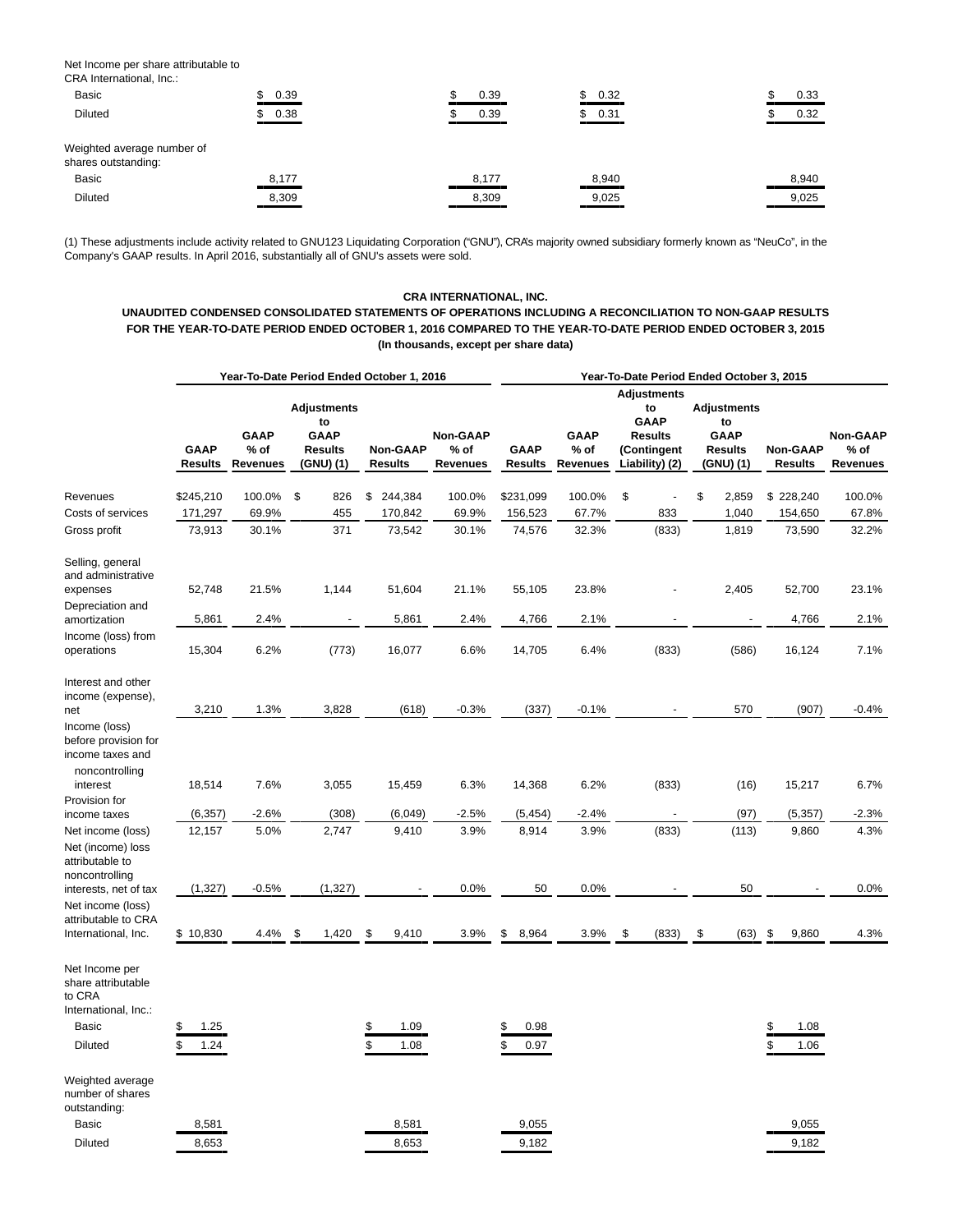| | | | | |
|---|---|---|---|---|
| Net Income per share attributable to CRA International, Inc.: | | | | |
| Basic | $ 0.39 | $ 0.39 | $ 0.32 | $ 0.33 |
| Diluted | $ 0.38 | $ 0.39 | $ 0.31 | $ 0.32 |
| Weighted average number of shares outstanding: | | | | |
| Basic | 8,177 | 8,177 | 8,940 | 8,940 |
| Diluted | 8,309 | 8,309 | 9,025 | 9,025 |

(1) These adjustments include activity related to GNU123 Liquidating Corporation ("GNU"), CRA's majority owned subsidiary formerly known as "NeuCo", in the Company's GAAP results. In April 2016, substantially all of GNU's assets were sold.

**CRA INTERNATIONAL, INC.**
**UNAUDITED CONDENSED CONSOLIDATED STATEMENTS OF OPERATIONS INCLUDING A RECONCILIATION TO NON-GAAP RESULTS FOR THE YEAR-TO-DATE PERIOD ENDED OCTOBER 1, 2016 COMPARED TO THE YEAR-TO-DATE PERIOD ENDED OCTOBER 3, 2015**
**(In thousands, except per share data)**

| | Year-To-Date Period Ended October 1, 2016 | | | | | Year-To-Date Period Ended October 3, 2015 | | | | | |
|---|---|---|---|---|---|---|---|---|---|---|---|
| | GAAP Results | GAAP % of Revenues | Adjustments to GAAP Results (GNU) (1) | Non-GAAP Results | Non-GAAP % of Revenues | GAAP Results | GAAP % of Revenues | Adjustments to GAAP Results (Contingent Liability) (2) | Adjustments to GAAP Results (GNU) (1) | Non-GAAP Results | Non-GAAP % of Revenues |
| Revenues | $245,210 | 100.0% | $ 826 | $ 244,384 | 100.0% | $231,099 | 100.0% | $ - | $ 2,859 | $ 228,240 | 100.0% |
| Costs of services | 171,297 | 69.9% | 455 | 170,842 | 69.9% | 156,523 | 67.7% | 833 | 1,040 | 154,650 | 67.8% |
| Gross profit | 73,913 | 30.1% | 371 | 73,542 | 30.1% | 74,576 | 32.3% | (833) | 1,819 | 73,590 | 32.2% |
| Selling, general and administrative expenses | 52,748 | 21.5% | 1,144 | 51,604 | 21.1% | 55,105 | 23.8% | - | 2,405 | 52,700 | 23.1% |
| Depreciation and amortization | 5,861 | 2.4% | - | 5,861 | 2.4% | 4,766 | 2.1% | - | - | 4,766 | 2.1% |
| Income (loss) from operations | 15,304 | 6.2% | (773) | 16,077 | 6.6% | 14,705 | 6.4% | (833) | (586) | 16,124 | 7.1% |
| Interest and other income (expense), net | 3,210 | 1.3% | 3,828 | (618) | -0.3% | (337) | -0.1% | - | 570 | (907) | -0.4% |
| Income (loss) before provision for income taxes and noncontrolling interest | 18,514 | 7.6% | 3,055 | 15,459 | 6.3% | 14,368 | 6.2% | (833) | (16) | 15,217 | 6.7% |
| Provision for income taxes | (6,357) | -2.6% | (308) | (6,049) | -2.5% | (5,454) | -2.4% | - | (97) | (5,357) | -2.3% |
| Net income (loss) | 12,157 | 5.0% | 2,747 | 9,410 | 3.9% | 8,914 | 3.9% | (833) | (113) | 9,860 | 4.3% |
| Net (income) loss attributable to noncontrolling interests, net of tax | (1,327) | -0.5% | (1,327) | - | 0.0% | 50 | 0.0% | - | 50 | - | 0.0% |
| Net income (loss) attributable to CRA International, Inc. | $ 10,830 | 4.4% | $ 1,420 | $ 9,410 | 3.9% | $ 8,964 | 3.9% | $ (833) | $ (63) | $ 9,860 | 4.3% |
| Net Income per share attributable to CRA International, Inc.: | | | | | | | | | | | |
| Basic | $ 1.25 | | | $ 1.09 | | $ 0.98 | | | | $ 1.08 | |
| Diluted | $ 1.24 | | | $ 1.08 | | $ 0.97 | | | | $ 1.06 | |
| Weighted average number of shares outstanding: | | | | | | | | | | | |
| Basic | 8,581 | | | 8,581 | | 9,055 | | | | 9,055 | |
| Diluted | 8,653 | | | 8,653 | | 9,182 | | | | 9,182 | |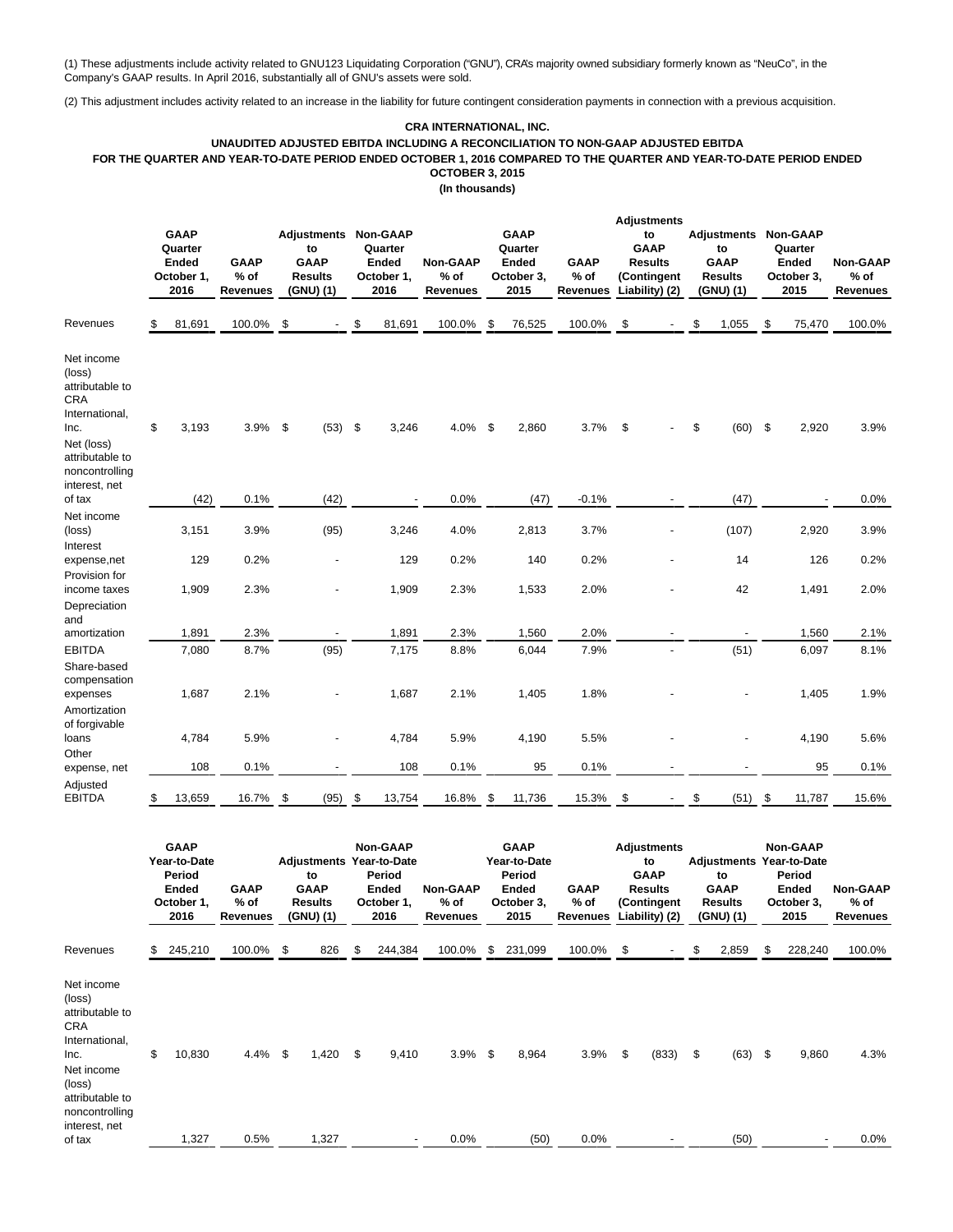(1) These adjustments include activity related to GNU123 Liquidating Corporation ("GNU"), CRA's majority owned subsidiary formerly known as "NeuCo", in the Company's GAAP results. In April 2016, substantially all of GNU's assets were sold.

(2) This adjustment includes activity related to an increase in the liability for future contingent consideration payments in connection with a previous acquisition.

**CRA INTERNATIONAL, INC.**

**UNAUDITED ADJUSTED EBITDA INCLUDING A RECONCILIATION TO NON-GAAP ADJUSTED EBITDA**

**FOR THE QUARTER AND YEAR-TO-DATE PERIOD ENDED OCTOBER 1, 2016 COMPARED TO THE QUARTER AND YEAR-TO-DATE PERIOD ENDED OCTOBER 3, 2015**

**(In thousands)**

| | GAAP Quarter Ended October 1, 2016 | GAAP % of Revenues | Adjustments to GAAP Results (GNU) (1) | Non-GAAP Quarter Ended October 1, 2016 | Non-GAAP % of Revenues | GAAP Quarter Ended October 3, 2015 | GAAP % of Revenues | Adjustments to GAAP Results (Contingent Liability) (2) | Adjustments to GAAP Results (GNU) (1) | Non-GAAP Quarter Ended October 3, 2015 | Non-GAAP % of Revenues |
|---|---|---|---|---|---|---|---|---|---|---|---|
| Revenues | $ 81,691 | 100.0% | $ - | $ 81,691 | 100.0% | $ 76,525 | 100.0% | $ - | $ 1,055 | $ 75,470 | 100.0% |
| Net income (loss) attributable to CRA International, Inc. | $ 3,193 | 3.9% | $ (53) | $ 3,246 | 4.0% | $ 2,860 | 3.7% | $ - | $ (60) | $ 2,920 | 3.9% |
| Net (loss) attributable to noncontrolling interest, net of tax | (42) | 0.1% | (42) | - | 0.0% | (47) | -0.1% | - | (47) | - | 0.0% |
| Net income (loss) | 3,151 | 3.9% | (95) | 3,246 | 4.0% | 2,813 | 3.7% | - | (107) | 2,920 | 3.9% |
| Interest expense,net | 129 | 0.2% | - | 129 | 0.2% | 140 | 0.2% | - | 14 | 126 | 0.2% |
| Provision for income taxes | 1,909 | 2.3% | - | 1,909 | 2.3% | 1,533 | 2.0% | - | 42 | 1,491 | 2.0% |
| Depreciation and amortization | 1,891 | 2.3% | - | 1,891 | 2.3% | 1,560 | 2.0% | - | - | 1,560 | 2.1% |
| EBITDA | 7,080 | 8.7% | (95) | 7,175 | 8.8% | 6,044 | 7.9% | - | (51) | 6,097 | 8.1% |
| Share-based compensation expenses | 1,687 | 2.1% | - | 1,687 | 2.1% | 1,405 | 1.8% | - | - | 1,405 | 1.9% |
| Amortization of forgivable loans | 4,784 | 5.9% | - | 4,784 | 5.9% | 4,190 | 5.5% | - | - | 4,190 | 5.6% |
| Other expense, net | 108 | 0.1% | - | 108 | 0.1% | 95 | 0.1% | - | - | 95 | 0.1% |
| Adjusted EBITDA | $ 13,659 | 16.7% | $ (95) | $ 13,754 | 16.8% | $ 11,736 | 15.3% | $ - | $ (51) | $ 11,787 | 15.6% |

| | GAAP Year-to-Date Period Ended October 1, 2016 | GAAP % of Revenues | Adjustments to GAAP Results (GNU) (1) | Non-GAAP Year-to-Date Period Ended October 1, 2016 | Non-GAAP % of Revenues | GAAP Year-to-Date Period Ended October 3, 2015 | GAAP % of Revenues | Adjustments to GAAP Results (Contingent Liability) (2) | Adjustments to GAAP Results (GNU) (1) | Non-GAAP Year-to-Date Period Ended October 3, 2015 | Non-GAAP % of Revenues |
|---|---|---|---|---|---|---|---|---|---|---|---|
| Revenues | $ 245,210 | 100.0% | $ 826 | $ 244,384 | 100.0% | $ 231,099 | 100.0% | $ - | $ 2,859 | $ 228,240 | 100.0% |
| Net income (loss) attributable to CRA International, Inc. | $ 10,830 | 4.4% | $ 1,420 | $ 9,410 | 3.9% | $ 8,964 | 3.9% | $ (833) | $ (63) | $ 9,860 | 4.3% |
| Net income (loss) attributable to noncontrolling interest, net of tax | 1,327 | 0.5% | 1,327 | - | 0.0% | (50) | 0.0% | - | (50) | - | 0.0% |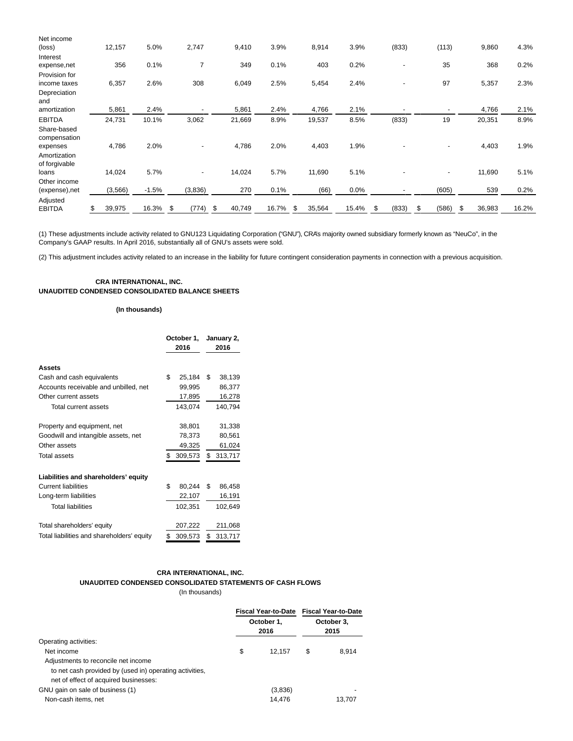| | | | | | | | | | | | |
|---|---|---|---|---|---|---|---|---|---|---|---|
| Net income (loss) | 12,157 | 5.0% | 2,747 | 9,410 | 3.9% | 8,914 | 3.9% | (833) | (113) | 9,860 | 4.3% |
| Interest expense,net | 356 | 0.1% | 7 | 349 | 0.1% | 403 | 0.2% | - | 35 | 368 | 0.2% |
| Provision for income taxes | 6,357 | 2.6% | 308 | 6,049 | 2.5% | 5,454 | 2.4% | - | 97 | 5,357 | 2.3% |
| Depreciation and amortization | 5,861 | 2.4% | - | 5,861 | 2.4% | 4,766 | 2.1% | - | - | 4,766 | 2.1% |
| EBITDA | 24,731 | 10.1% | 3,062 | 21,669 | 8.9% | 19,537 | 8.5% | (833) | 19 | 20,351 | 8.9% |
| Share-based compensation expenses | 4,786 | 2.0% | - | 4,786 | 2.0% | 4,403 | 1.9% | - | - | 4,403 | 1.9% |
| Amortization of forgivable loans | 14,024 | 5.7% | - | 14,024 | 5.7% | 11,690 | 5.1% | - | - | 11,690 | 5.1% |
| Other income (expense),net | (3,566) | -1.5% | (3,836) | 270 | 0.1% | (66) | 0.0% | - | (605) | 539 | 0.2% |
| Adjusted EBITDA | $ 39,975 | 16.3% | $ (774) | $ 40,749 | 16.7% | $ 35,564 | 15.4% | $ (833) | $ (586) | $ 36,983 | 16.2% |

(1) These adjustments include activity related to GNU123 Liquidating Corporation ("GNU"), CRA's majority owned subsidiary formerly known as "NeuCo", in the Company's GAAP results. In April 2016, substantially all of GNU's assets were sold.

(2) This adjustment includes activity related to an increase in the liability for future contingent consideration payments in connection with a previous acquisition.

**CRA INTERNATIONAL, INC.**
**UNAUDITED CONDENSED CONSOLIDATED BALANCE SHEETS**

**(In thousands)**

| | October 1, 2016 | January 2, 2016 |
|---|---|---|
| **Assets** | | |
| Cash and cash equivalents | $ 25,184 | $ 38,139 |
| Accounts receivable and unbilled, net | 99,995 | 86,377 |
| Other current assets | 17,895 | 16,278 |
| Total current assets | 143,074 | 140,794 |
| | | |
| Property and equipment, net | 38,801 | 31,338 |
| Goodwill and intangible assets, net | 78,373 | 80,561 |
| Other assets | 49,325 | 61,024 |
| Total assets | $ 309,573 | $ 313,717 |
| | | |
| **Liabilities and shareholders' equity** | | |
| Current liabilities | $ 80,244 | $ 86,458 |
| Long-term liabilities | 22,107 | 16,191 |
| Total liabilities | 102,351 | 102,649 |
| | | |
| Total shareholders' equity | 207,222 | 211,068 |
| Total liabilities and shareholders' equity | $ 309,573 | $ 313,717 |

**CRA INTERNATIONAL, INC.**
**UNAUDITED CONDENSED CONSOLIDATED STATEMENTS OF CASH FLOWS**
(In thousands)

| | Fiscal Year-to-Date October 1, 2016 | Fiscal Year-to-Date October 3, 2015 |
|---|---|---|
| Operating activities: | | |
| Net income | $ 12,157 | $ 8,914 |
| Adjustments to reconcile net income to net cash provided by (used in) operating activities, net of effect of acquired businesses: | | |
| GNU gain on sale of business (1) | (3,836) | - |
| Non-cash items, net | 14,476 | 13,707 |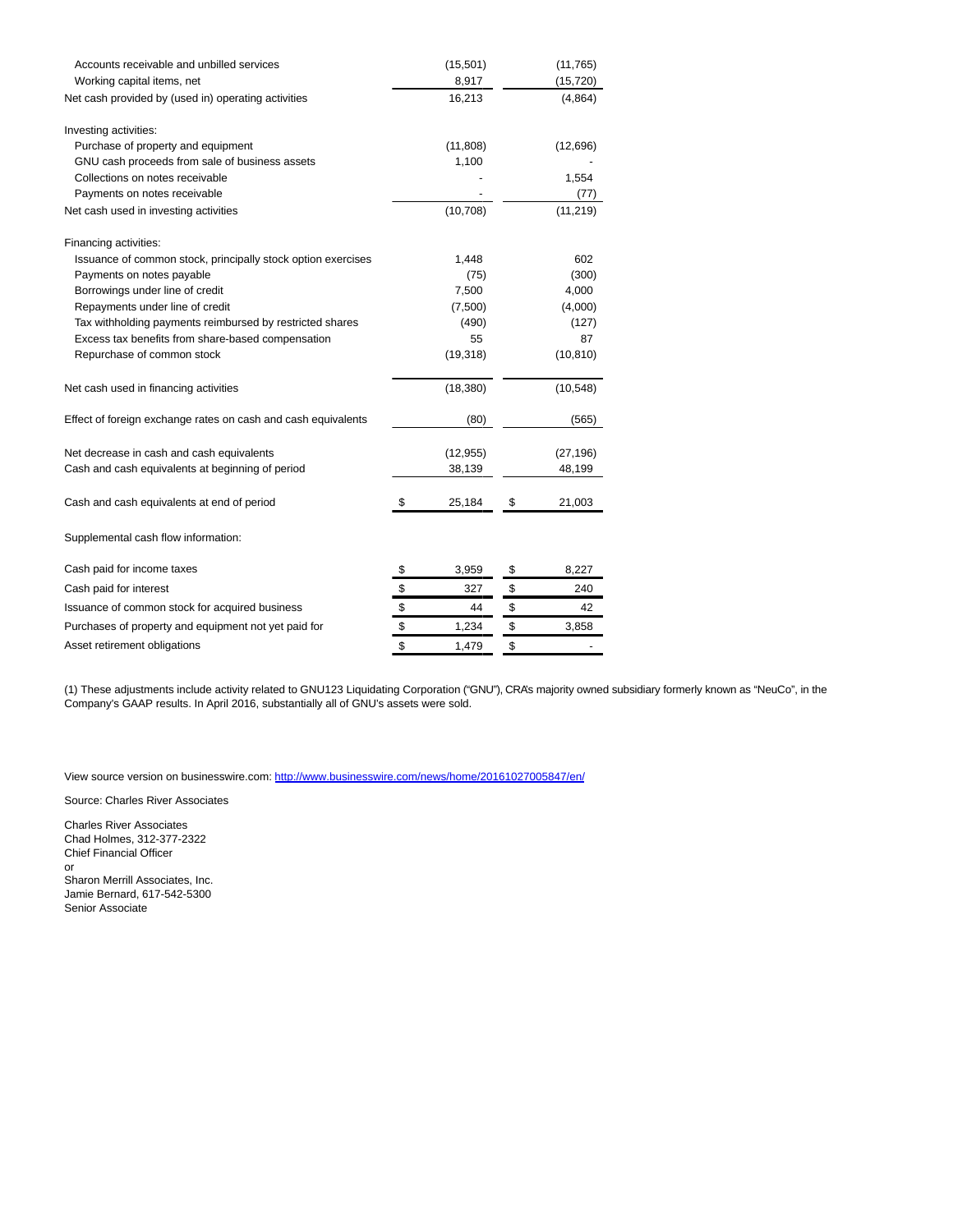| | | |
|---|---|---|
| Accounts receivable and unbilled services | (15,501) | (11,765) |
| Working capital items, net | 8,917 | (15,720) |
| Net cash provided by (used in) operating activities | 16,213 | (4,864) |
| | | |
| Investing activities: | | |
| Purchase of property and equipment | (11,808) | (12,696) |
| GNU cash proceeds from sale of business assets | 1,100 | - |
| Collections on notes receivable | - | 1,554 |
| Payments on notes receivable | - | (77) |
| Net cash used in investing activities | (10,708) | (11,219) |
| | | |
| Financing activities: | | |
| Issuance of common stock, principally stock option exercises | 1,448 | 602 |
| Payments on notes payable | (75) | (300) |
| Borrowings under line of credit | 7,500 | 4,000 |
| Repayments under line of credit | (7,500) | (4,000) |
| Tax withholding payments reimbursed by restricted shares | (490) | (127) |
| Excess tax benefits from share-based compensation | 55 | 87 |
| Repurchase of common stock | (19,318) | (10,810) |
| | | |
| Net cash used in financing activities | (18,380) | (10,548) |
| | | |
| Effect of foreign exchange rates on cash and cash equivalents | (80) | (565) |
| | | |
| Net decrease in cash and cash equivalents | (12,955) | (27,196) |
| Cash and cash equivalents at beginning of period | 38,139 | 48,199 |
| | | |
| Cash and cash equivalents at end of period | $ 25,184 | $ 21,003 |
| | | |
| Supplemental cash flow information: | | |
| | | |
| Cash paid for income taxes | $ 3,959 | $ 8,227 |
| Cash paid for interest | $ 327 | $ 240 |
| Issuance of common stock for acquired business | $ 44 | $ 42 |
| Purchases of property and equipment not yet paid for | $ 1,234 | $ 3,858 |
| Asset retirement obligations | $ 1,479 | $ - |

(1) These adjustments include activity related to GNU123 Liquidating Corporation ("GNU"), CRA's majority owned subsidiary formerly known as "NeuCo", in the Company's GAAP results. In April 2016, substantially all of GNU's assets were sold.

View source version on businesswire.com: http://www.businesswire.com/news/home/20161027005847/en/

Source: Charles River Associates

Charles River Associates
Chad Holmes, 312-377-2322
Chief Financial Officer
or
Sharon Merrill Associates, Inc.
Jamie Bernard, 617-542-5300
Senior Associate